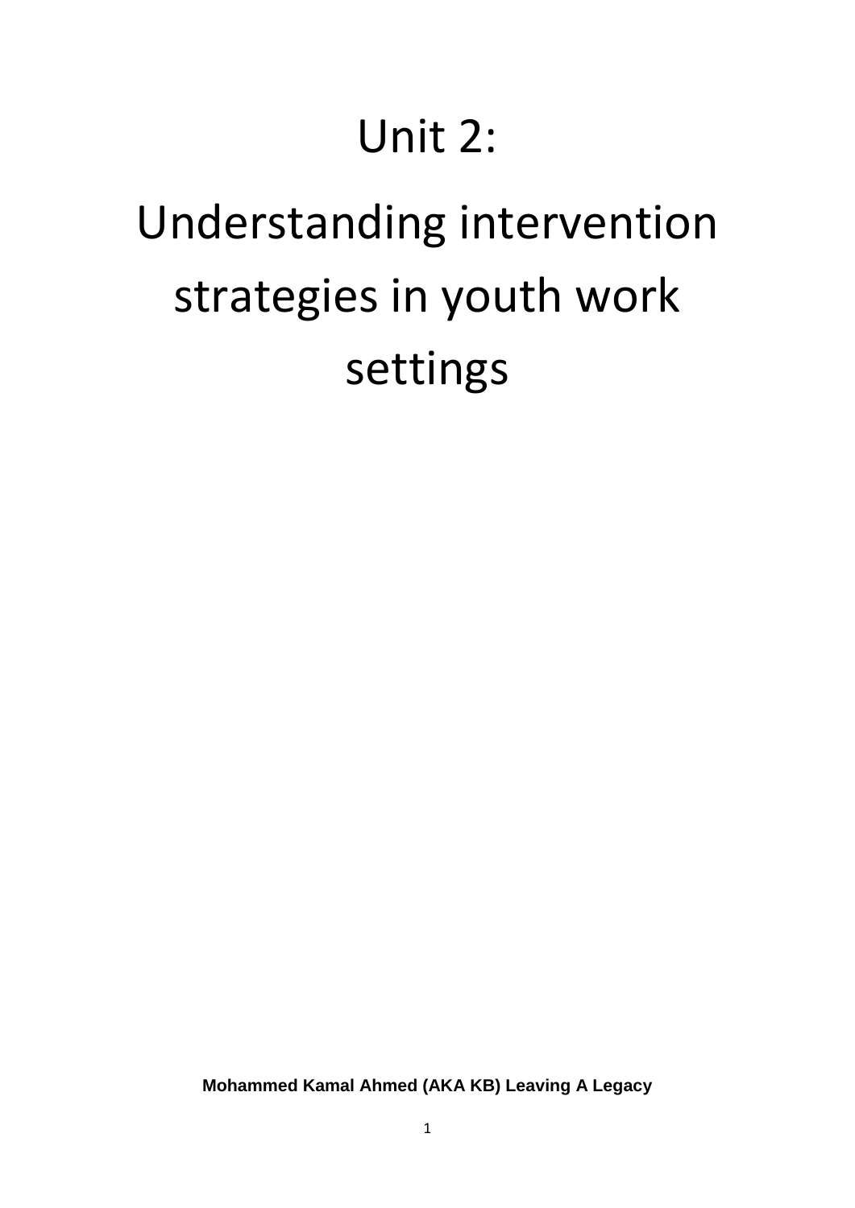# Unit 2:

# Understanding intervention strategies in youth work settings

**Mohammed Kamal Ahmed (AKA KB) Leaving A Legacy**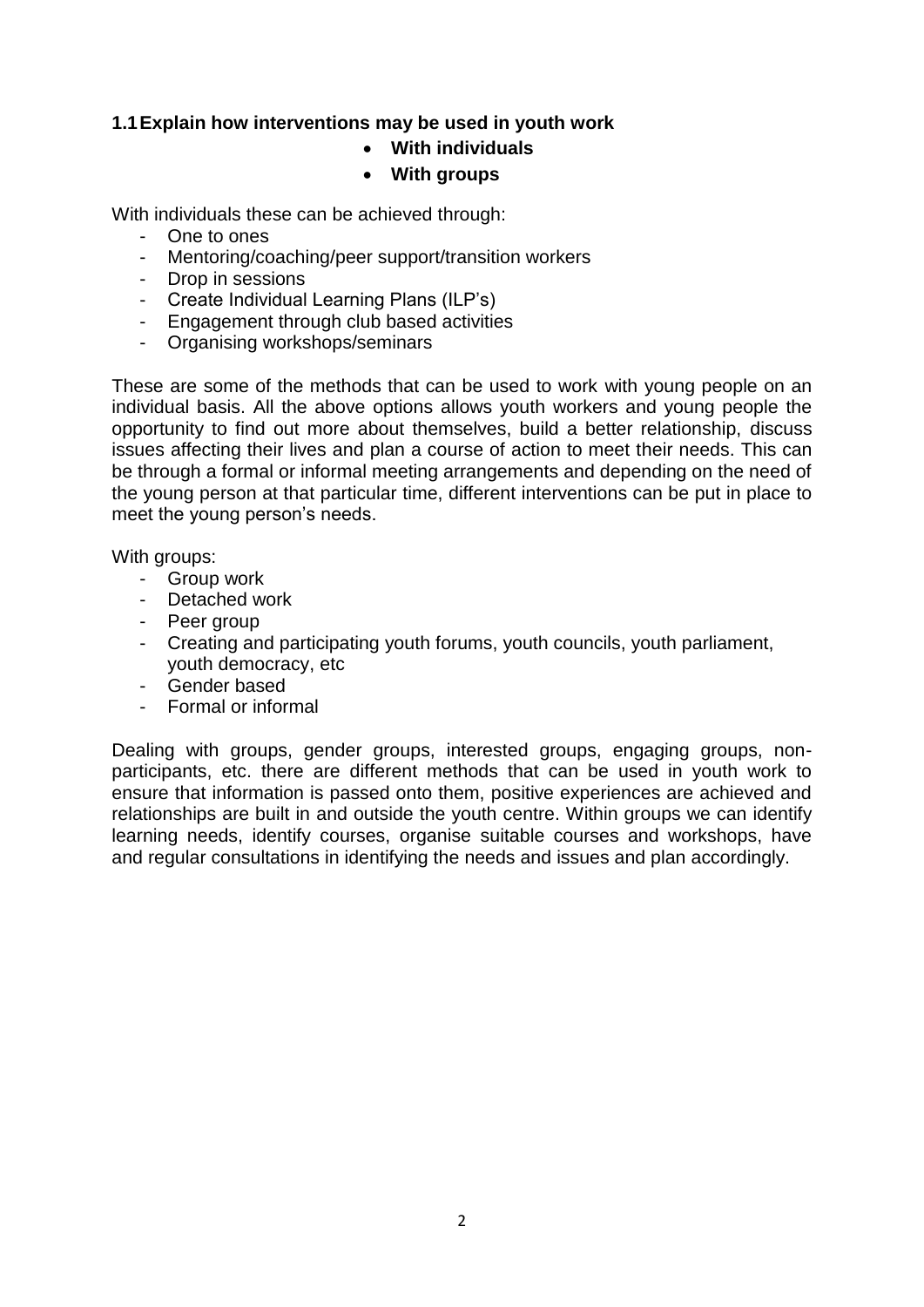### 1.1 Explain how interventions may be used in youth work

- **With individuals**
- **With groups**

With individuals these can be achieved through:

- One to ones
- Mentoring/coaching/peer support/transition workers
- Drop in sessions
- Create Individual Learning Plans (ILP's)
- Engagement through club based activities
- Organising workshops/seminars

These are some of the methods that can be used to work with young people on an individual basis. All the above options allows youth workers and young people the opportunity to find out more about themselves, build a better relationship, discuss issues affecting their lives and plan a course of action to meet their needs. This can be through a formal or informal meeting arrangements and depending on the need of the young person at that particular time, different interventions can be put in place to meet the young person's needs.

With groups:

- Group work
- Detached work
- Peer group
- Creating and participating youth forums, youth councils, youth parliament, youth democracy, etc
- Gender based
- Formal or informal

Dealing with groups, gender groups, interested groups, engaging groups, non-participants, etc. there are different methods that can be used in youth work to ensure that information is passed onto them, positive experiences are achieved and relationships are built in and outside the youth centre. Within groups we can identify learning needs, identify courses, organise suitable courses and workshops, have and regular consultations in identifying the needs and issues and plan accordingly.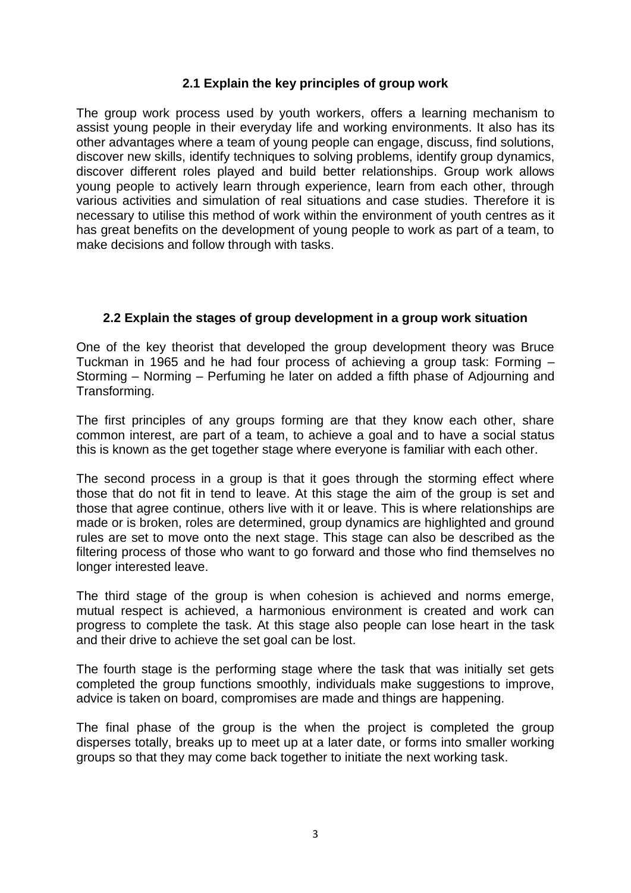### 2.1 Explain the key principles of group work

The group work process used by youth workers, offers a learning mechanism to assist young people in their everyday life and working environments. It also has its other advantages where a team of young people can engage, discuss, find solutions, discover new skills, identify techniques to solving problems, identify group dynamics, discover different roles played and build better relationships. Group work allows young people to actively learn through experience, learn from each other, through various activities and simulation of real situations and case studies. Therefore it is necessary to utilise this method of work within the environment of youth centres as it has great benefits on the development of young people to work as part of a team, to make decisions and follow through with tasks.

### 2.2 Explain the stages of group development in a group work situation

One of the key theorist that developed the group development theory was Bruce Tuckman in 1965 and he had four process of achieving a group task: Forming – Storming – Norming – Perfuming he later on added a fifth phase of Adjourning and Transforming.

The first principles of any groups forming are that they know each other, share common interest, are part of a team, to achieve a goal and to have a social status this is known as the get together stage where everyone is familiar with each other.

The second process in a group is that it goes through the storming effect where those that do not fit in tend to leave. At this stage the aim of the group is set and those that agree continue, others live with it or leave. This is where relationships are made or is broken, roles are determined, group dynamics are highlighted and ground rules are set to move onto the next stage. This stage can also be described as the filtering process of those who want to go forward and those who find themselves no longer interested leave.

The third stage of the group is when cohesion is achieved and norms emerge, mutual respect is achieved, a harmonious environment is created and work can progress to complete the task. At this stage also people can lose heart in the task and their drive to achieve the set goal can be lost.

The fourth stage is the performing stage where the task that was initially set gets completed the group functions smoothly, individuals make suggestions to improve, advice is taken on board, compromises are made and things are happening.

The final phase of the group is the when the project is completed the group disperses totally, breaks up to meet up at a later date, or forms into smaller working groups so that they may come back together to initiate the next working task.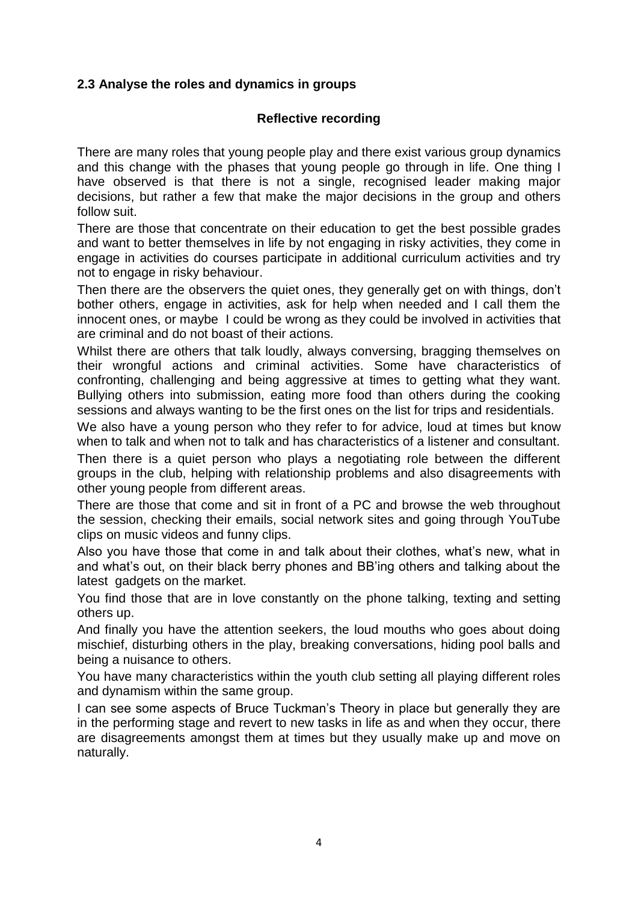**2.3 Analyse the roles and dynamics in groups**

**Reflective recording**

There are many roles that young people play and there exist various group dynamics and this change with the phases that young people go through in life. One thing I have observed is that there is not a single, recognised leader making major decisions, but rather a few that make the major decisions in the group and others follow suit.

There are those that concentrate on their education to get the best possible grades and want to better themselves in life by not engaging in risky activities, they come in engage in activities do courses participate in additional curriculum activities and try not to engage in risky behaviour.

Then there are the observers the quiet ones, they generally get on with things, don't bother others, engage in activities, ask for help when needed and I call them the innocent ones, or maybe I could be wrong as they could be involved in activities that are criminal and do not boast of their actions.

Whilst there are others that talk loudly, always conversing, bragging themselves on their wrongful actions and criminal activities. Some have characteristics of confronting, challenging and being aggressive at times to getting what they want. Bullying others into submission, eating more food than others during the cooking sessions and always wanting to be the first ones on the list for trips and residentials.

We also have a young person who they refer to for advice, loud at times but know when to talk and when not to talk and has characteristics of a listener and consultant.

Then there is a quiet person who plays a negotiating role between the different groups in the club, helping with relationship problems and also disagreements with other young people from different areas.

There are those that come and sit in front of a PC and browse the web throughout the session, checking their emails, social network sites and going through YouTube clips on music videos and funny clips.

Also you have those that come in and talk about their clothes, what's new, what in and what's out, on their black berry phones and BB'ing others and talking about the latest gadgets on the market.

You find those that are in love constantly on the phone talking, texting and setting others up.

And finally you have the attention seekers, the loud mouths who goes about doing mischief, disturbing others in the play, breaking conversations, hiding pool balls and being a nuisance to others.

You have many characteristics within the youth club setting all playing different roles and dynamism within the same group.

I can see some aspects of Bruce Tuckman's Theory in place but generally they are in the performing stage and revert to new tasks in life as and when they occur, there are disagreements amongst them at times but they usually make up and move on naturally.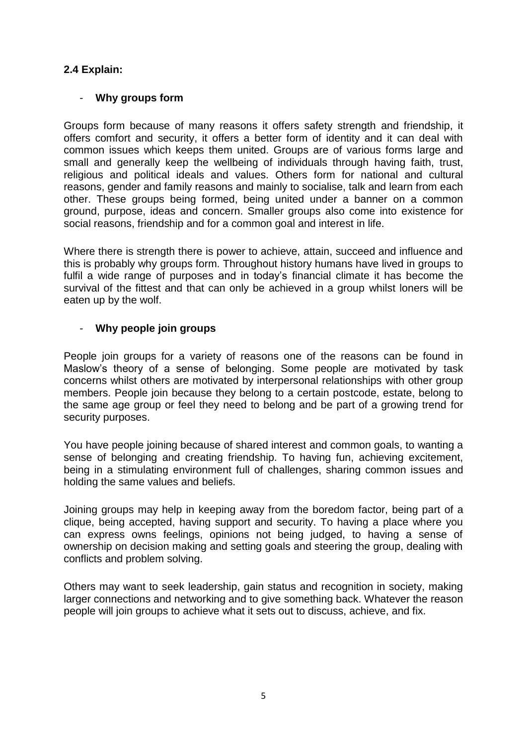**2.4 Explain:**

- **Why groups form**

Groups form because of many reasons it offers safety strength and friendship, it offers comfort and security, it offers a better form of identity and it can deal with common issues which keeps them united. Groups are of various forms large and small and generally keep the wellbeing of individuals through having faith, trust, religious and political ideals and values. Others form for national and cultural reasons, gender and family reasons and mainly to socialise, talk and learn from each other. These groups being formed, being united under a banner on a common ground, purpose, ideas and concern. Smaller groups also come into existence for social reasons, friendship and for a common goal and interest in life.

Where there is strength there is power to achieve, attain, succeed and influence and this is probably why groups form. Throughout history humans have lived in groups to fulfil a wide range of purposes and in today's financial climate it has become the survival of the fittest and that can only be achieved in a group whilst loners will be eaten up by the wolf.

- **Why people join groups**

People join groups for a variety of reasons one of the reasons can be found in Maslow's theory of a sense of belonging. Some people are motivated by task concerns whilst others are motivated by interpersonal relationships with other group members. People join because they belong to a certain postcode, estate, belong to the same age group or feel they need to belong and be part of a growing trend for security purposes.

You have people joining because of shared interest and common goals, to wanting a sense of belonging and creating friendship. To having fun, achieving excitement, being in a stimulating environment full of challenges, sharing common issues and holding the same values and beliefs.

Joining groups may help in keeping away from the boredom factor, being part of a clique, being accepted, having support and security. To having a place where you can express owns feelings, opinions not being judged, to having a sense of ownership on decision making and setting goals and steering the group, dealing with conflicts and problem solving.

Others may want to seek leadership, gain status and recognition in society, making larger connections and networking and to give something back. Whatever the reason people will join groups to achieve what it sets out to discuss, achieve, and fix.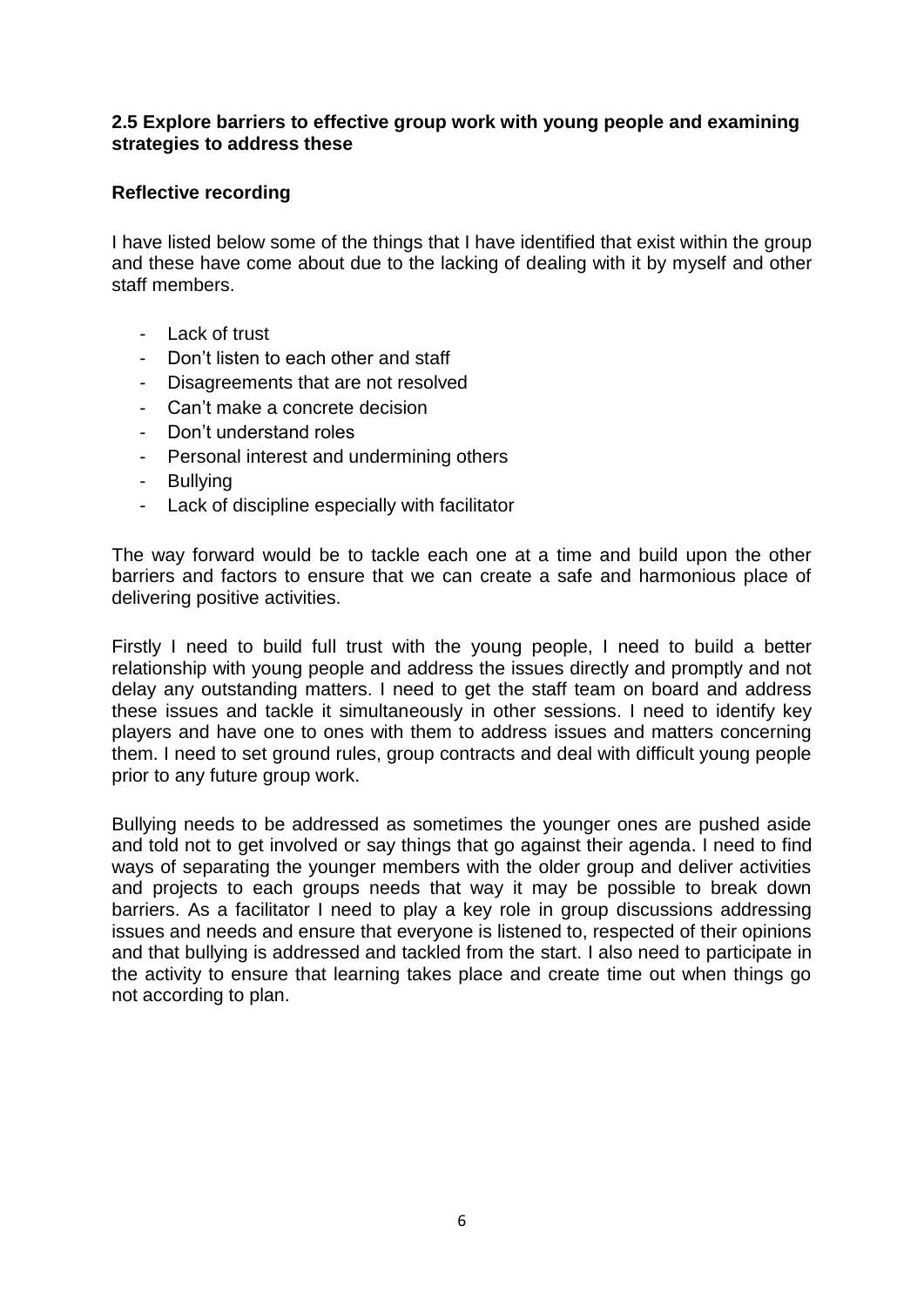**2.5 Explore barriers to effective group work with young people and examining strategies to address these**

**Reflective recording**

I have listed below some of the things that I have identified that exist within the group and these have come about due to the lacking of dealing with it by myself and other staff members.

- Lack of trust
- Don't listen to each other and staff
- Disagreements that are not resolved
- Can't make a concrete decision
- Don't understand roles
- Personal interest and undermining others
- Bullying
- Lack of discipline especially with facilitator

The way forward would be to tackle each one at a time and build upon the other barriers and factors to ensure that we can create a safe and harmonious place of delivering positive activities.

Firstly I need to build full trust with the young people, I need to build a better relationship with young people and address the issues directly and promptly and not delay any outstanding matters. I need to get the staff team on board and address these issues and tackle it simultaneously in other sessions. I need to identify key players and have one to ones with them to address issues and matters concerning them. I need to set ground rules, group contracts and deal with difficult young people prior to any future group work.

Bullying needs to be addressed as sometimes the younger ones are pushed aside and told not to get involved or say things that go against their agenda. I need to find ways of separating the younger members with the older group and deliver activities and projects to each groups needs that way it may be possible to break down barriers. As a facilitator I need to play a key role in group discussions addressing issues and needs and ensure that everyone is listened to, respected of their opinions and that bullying is addressed and tackled from the start. I also need to participate in the activity to ensure that learning takes place and create time out when things go not according to plan.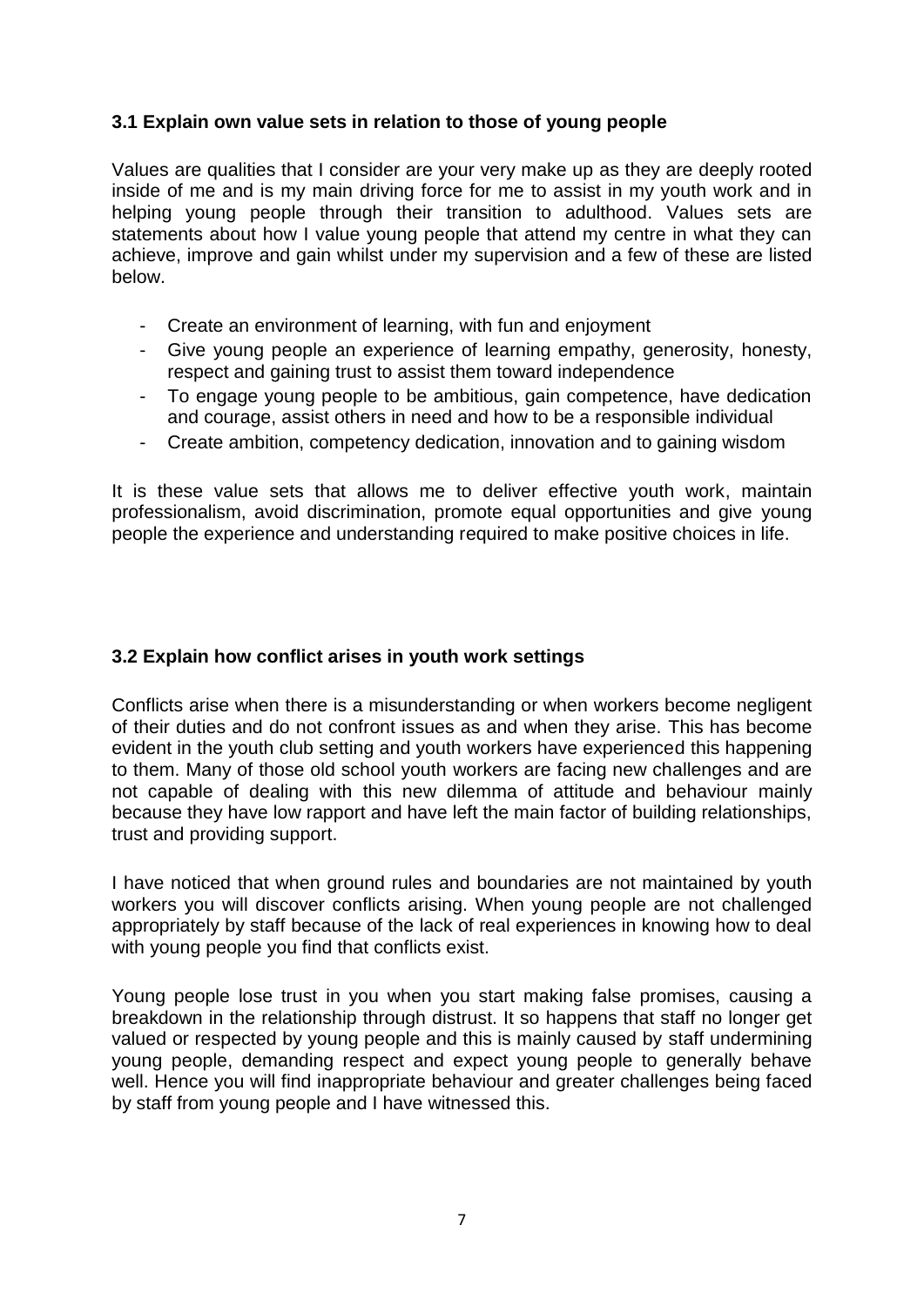### 3.1 Explain own value sets in relation to those of young people

Values are qualities that I consider are your very make up as they are deeply rooted inside of me and is my main driving force for me to assist in my youth work and in helping young people through their transition to adulthood. Values sets are statements about how I value young people that attend my centre in what they can achieve, improve and gain whilst under my supervision and a few of these are listed below.

- Create an environment of learning, with fun and enjoyment
- Give young people an experience of learning empathy, generosity, honesty, respect and gaining trust to assist them toward independence
- To engage young people to be ambitious, gain competence, have dedication and courage, assist others in need and how to be a responsible individual
- Create ambition, competency dedication, innovation and to gaining wisdom

It is these value sets that allows me to deliver effective youth work, maintain professionalism, avoid discrimination, promote equal opportunities and give young people the experience and understanding required to make positive choices in life.

### 3.2 Explain how conflict arises in youth work settings

Conflicts arise when there is a misunderstanding or when workers become negligent of their duties and do not confront issues as and when they arise. This has become evident in the youth club setting and youth workers have experienced this happening to them. Many of those old school youth workers are facing new challenges and are not capable of dealing with this new dilemma of attitude and behaviour mainly because they have low rapport and have left the main factor of building relationships, trust and providing support.

I have noticed that when ground rules and boundaries are not maintained by youth workers you will discover conflicts arising. When young people are not challenged appropriately by staff because of the lack of real experiences in knowing how to deal with young people you find that conflicts exist.

Young people lose trust in you when you start making false promises, causing a breakdown in the relationship through distrust. It so happens that staff no longer get valued or respected by young people and this is mainly caused by staff undermining young people, demanding respect and expect young people to generally behave well. Hence you will find inappropriate behaviour and greater challenges being faced by staff from young people and I have witnessed this.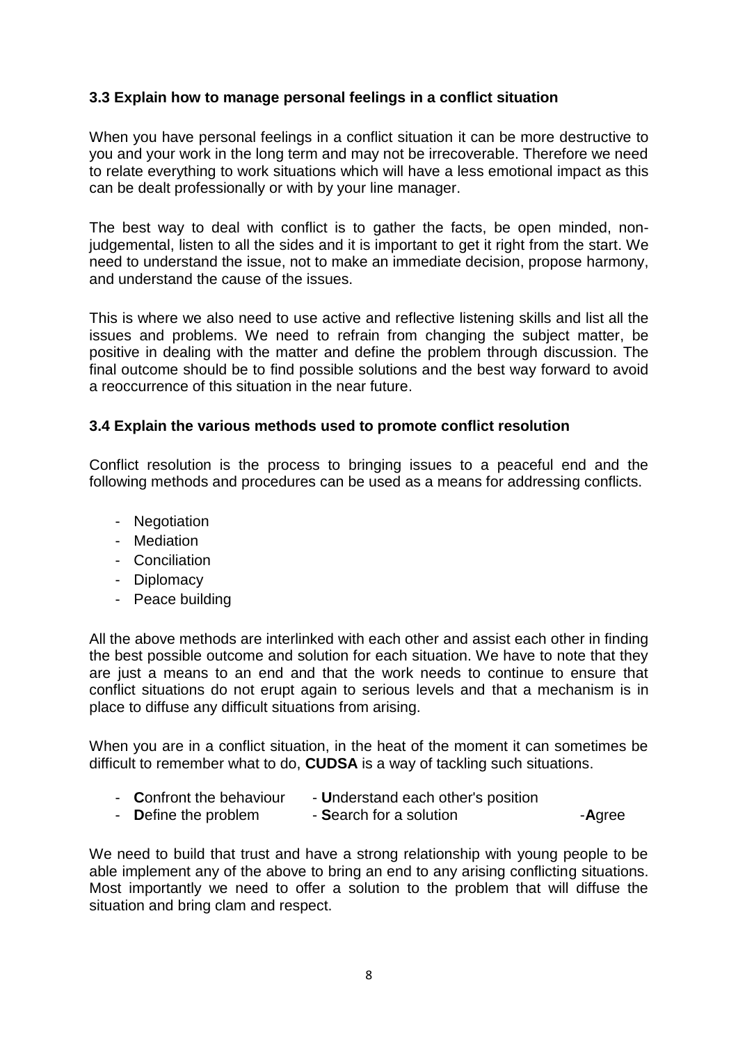**3.3 Explain how to manage personal feelings in a conflict situation**

When you have personal feelings in a conflict situation it can be more destructive to you and your work in the long term and may not be irrecoverable. Therefore we need to relate everything to work situations which will have a less emotional impact as this can be dealt professionally or with by your line manager.

The best way to deal with conflict is to gather the facts, be open minded, non-judgemental, listen to all the sides and it is important to get it right from the start. We need to understand the issue, not to make an immediate decision, propose harmony, and understand the cause of the issues.

This is where we also need to use active and reflective listening skills and list all the issues and problems. We need to refrain from changing the subject matter, be positive in dealing with the matter and define the problem through discussion. The final outcome should be to find possible solutions and the best way forward to avoid a reoccurrence of this situation in the near future.

**3.4 Explain the various methods used to promote conflict resolution**

Conflict resolution is the process to bringing issues to a peaceful end and the following methods and procedures can be used as a means for addressing conflicts.

- Negotiation
- Mediation
- Conciliation
- Diplomacy
- Peace building

All the above methods are interlinked with each other and assist each other in finding the best possible outcome and solution for each situation. We have to note that they are just a means to an end and that the work needs to continue to ensure that conflict situations do not erupt again to serious levels and that a mechanism is in place to diffuse any difficult situations from arising.

When you are in a conflict situation, in the heat of the moment it can sometimes be difficult to remember what to do, **CUDSA** is a way of tackling such situations.

- **C**onfront the behaviour
- **U**nderstand each other's position
- **D**efine the problem
- **S**earch for a solution
- **A**gree

We need to build that trust and have a strong relationship with young people to be able implement any of the above to bring an end to any arising conflicting situations. Most importantly we need to offer a solution to the problem that will diffuse the situation and bring clam and respect.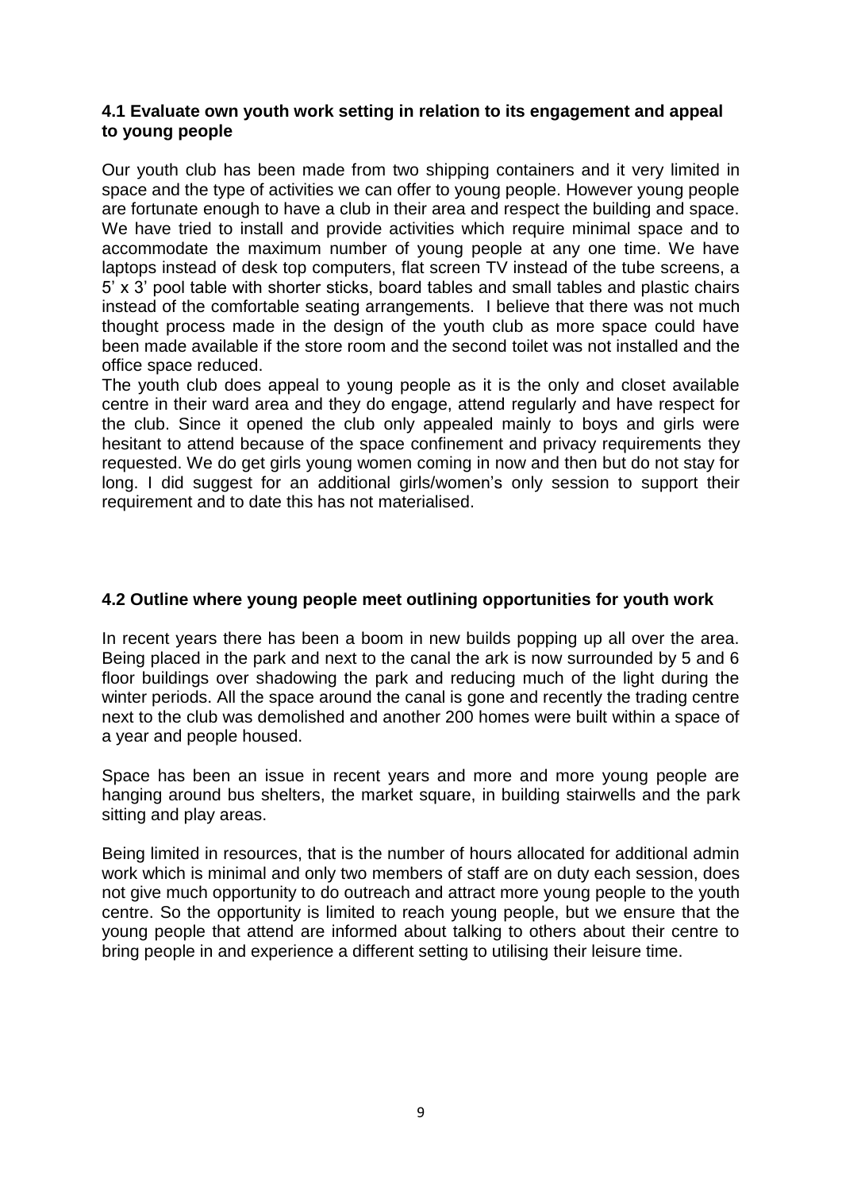### 4.1 Evaluate own youth work setting in relation to its engagement and appeal to young people

Our youth club has been made from two shipping containers and it very limited in space and the type of activities we can offer to young people. However young people are fortunate enough to have a club in their area and respect the building and space. We have tried to install and provide activities which require minimal space and to accommodate the maximum number of young people at any one time. We have laptops instead of desk top computers, flat screen TV instead of the tube screens, a 5' x 3' pool table with shorter sticks, board tables and small tables and plastic chairs instead of the comfortable seating arrangements. I believe that there was not much thought process made in the design of the youth club as more space could have been made available if the store room and the second toilet was not installed and the office space reduced.

The youth club does appeal to young people as it is the only and closet available centre in their ward area and they do engage, attend regularly and have respect for the club. Since it opened the club only appealed mainly to boys and girls were hesitant to attend because of the space confinement and privacy requirements they requested. We do get girls young women coming in now and then but do not stay for long. I did suggest for an additional girls/women's only session to support their requirement and to date this has not materialised.

### 4.2 Outline where young people meet outlining opportunities for youth work

In recent years there has been a boom in new builds popping up all over the area. Being placed in the park and next to the canal the ark is now surrounded by 5 and 6 floor buildings over shadowing the park and reducing much of the light during the winter periods. All the space around the canal is gone and recently the trading centre next to the club was demolished and another 200 homes were built within a space of a year and people housed.

Space has been an issue in recent years and more and more young people are hanging around bus shelters, the market square, in building stairwells and the park sitting and play areas.

Being limited in resources, that is the number of hours allocated for additional admin work which is minimal and only two members of staff are on duty each session, does not give much opportunity to do outreach and attract more young people to the youth centre. So the opportunity is limited to reach young people, but we ensure that the young people that attend are informed about talking to others about their centre to bring people in and experience a different setting to utilising their leisure time.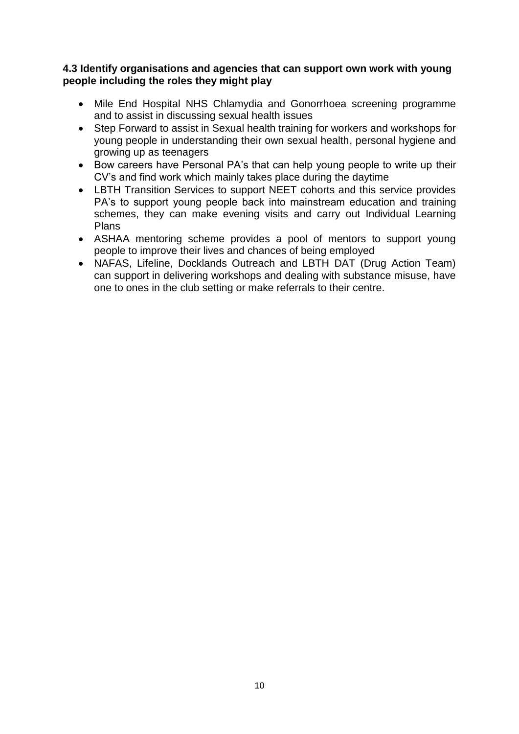**4.3 Identify organisations and agencies that can support own work with young people including the roles they might play**

- Mile End Hospital NHS Chlamydia and Gonorrhoea screening programme and to assist in discussing sexual health issues
- Step Forward to assist in Sexual health training for workers and workshops for young people in understanding their own sexual health, personal hygiene and growing up as teenagers
- Bow careers have Personal PA's that can help young people to write up their CV's and find work which mainly takes place during the daytime
- LBTH Transition Services to support NEET cohorts and this service provides PA's to support young people back into mainstream education and training schemes, they can make evening visits and carry out Individual Learning Plans
- ASHAA mentoring scheme provides a pool of mentors to support young people to improve their lives and chances of being employed
- NAFAS, Lifeline, Docklands Outreach and LBTH DAT (Drug Action Team) can support in delivering workshops and dealing with substance misuse, have one to ones in the club setting or make referrals to their centre.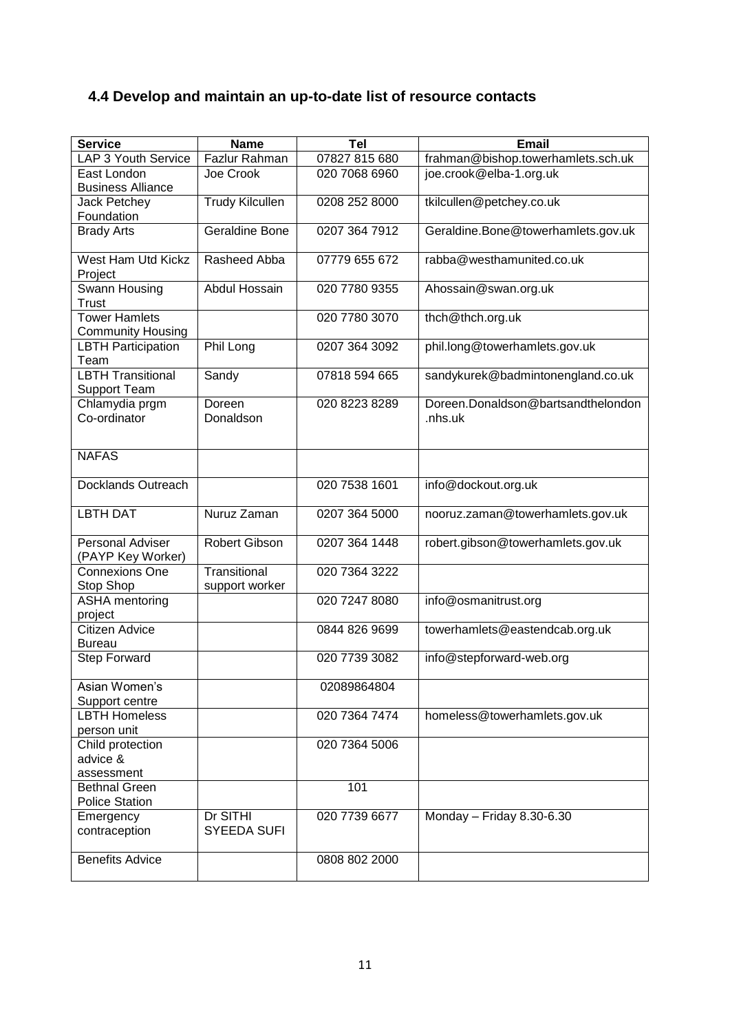## 4.4 Develop and maintain an up-to-date list of resource contacts

| Service | Name | Tel | Email |
|---|---|---|---|
| LAP 3 Youth Service | Fazlur Rahman | 07827 815 680 | frahman@bishop.towerhamlets.sch.uk |
| East London Business Alliance | Joe Crook | 020 7068 6960 | joe.crook@elba-1.org.uk |
| Jack Petchey Foundation | Trudy Kilcullen | 0208 252 8000 | tkilcullen@petchey.co.uk |
| Brady Arts | Geraldine Bone | 0207 364 7912 | Geraldine.Bone@towerhamlets.gov.uk |
| West Ham Utd Kickz Project | Rasheed Abba | 07779 655 672 | rabba@westhamunited.co.uk |
| Swann Housing Trust | Abdul Hossain | 020 7780 9355 | Ahossain@swan.org.uk |
| Tower Hamlets Community Housing | | 020 7780 3070 | thch@thch.org.uk |
| LBTH Participation Team | Phil Long | 0207 364 3092 | phil.long@towerhamlets.gov.uk |
| LBTH Transitional Support Team | Sandy | 07818 594 665 | sandykurek@badmintonengland.co.uk |
| Chlamydia prgm Co-ordinator | Doreen Donaldson | 020 8223 8289 | Doreen.Donaldson@bartsandthelondon.nhs.uk |
| NAFAS | | | |
| Docklands Outreach | | 020 7538 1601 | info@dockout.org.uk |
| LBTH DAT | Nuruz Zaman | 0207 364 5000 | nooruz.zaman@towerhamlets.gov.uk |
| Personal Adviser (PAYP Key Worker) | Robert Gibson | 0207 364 1448 | robert.gibson@towerhamlets.gov.uk |
| Connexions One Stop Shop | Transitional support worker | 020 7364 3222 | |
| ASHA mentoring project | | 020 7247 8080 | info@osmanitrust.org |
| Citizen Advice Bureau | | 0844 826 9699 | towerhamlets@eastendcab.org.uk |
| Step Forward | | 020 7739 3082 | info@stepforward-web.org |
| Asian Women's Support centre | | 02089864804 | |
| LBTH Homeless person unit | | 020 7364 7474 | homeless@towerhamlets.gov.uk |
| Child protection advice & assessment | | 020 7364 5006 | |
| Bethnal Green Police Station | | 101 | |
| Emergency contraception | Dr SITHI SYEEDA SUFI | 020 7739 6677 | Monday – Friday 8.30-6.30 |
| Benefits Advice | | 0808 802 2000 | |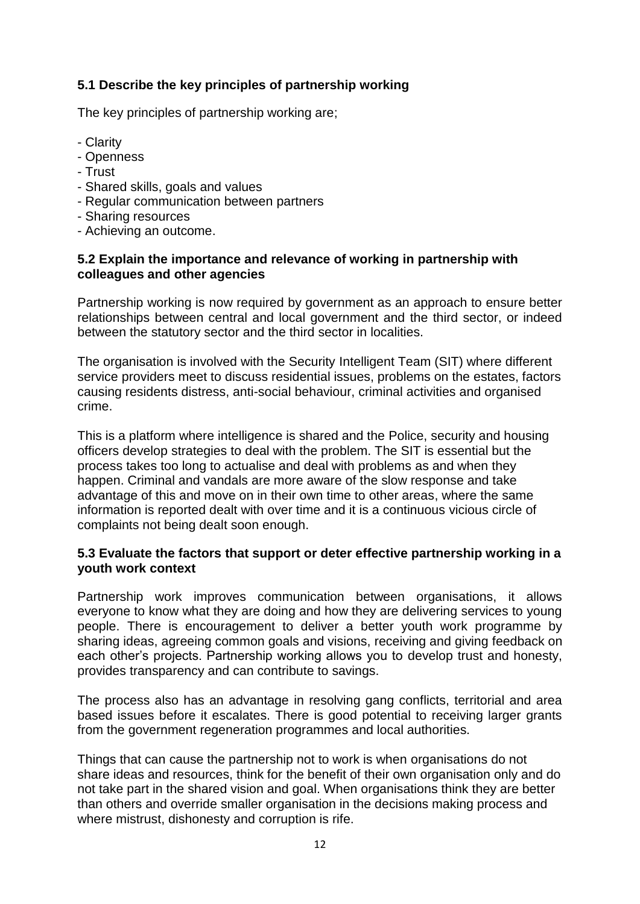### 5.1 Describe the key principles of partnership working

The key principles of partnership working are;

- Clarity
- Openness
- Trust
- Shared skills, goals and values
- Regular communication between partners
- Sharing resources
- Achieving an outcome.

### 5.2 Explain the importance and relevance of working in partnership with colleagues and other agencies

Partnership working is now required by government as an approach to ensure better relationships between central and local government and the third sector, or indeed between the statutory sector and the third sector in localities.

The organisation is involved with the Security Intelligent Team (SIT) where different service providers meet to discuss residential issues, problems on the estates, factors causing residents distress, anti-social behaviour, criminal activities and organised crime.

This is a platform where intelligence is shared and the Police, security and housing officers develop strategies to deal with the problem. The SIT is essential but the process takes too long to actualise and deal with problems as and when they happen. Criminal and vandals are more aware of the slow response and take advantage of this and move on in their own time to other areas, where the same information is reported dealt with over time and it is a continuous vicious circle of complaints not being dealt soon enough.

### 5.3 Evaluate the factors that support or deter effective partnership working in a youth work context

Partnership work improves communication between organisations, it allows everyone to know what they are doing and how they are delivering services to young people. There is encouragement to deliver a better youth work programme by sharing ideas, agreeing common goals and visions, receiving and giving feedback on each other's projects. Partnership working allows you to develop trust and honesty, provides transparency and can contribute to savings.

The process also has an advantage in resolving gang conflicts, territorial and area based issues before it escalates. There is good potential to receiving larger grants from the government regeneration programmes and local authorities.

Things that can cause the partnership not to work is when organisations do not share ideas and resources, think for the benefit of their own organisation only and do not take part in the shared vision and goal. When organisations think they are better than others and override smaller organisation in the decisions making process and where mistrust, dishonesty and corruption is rife.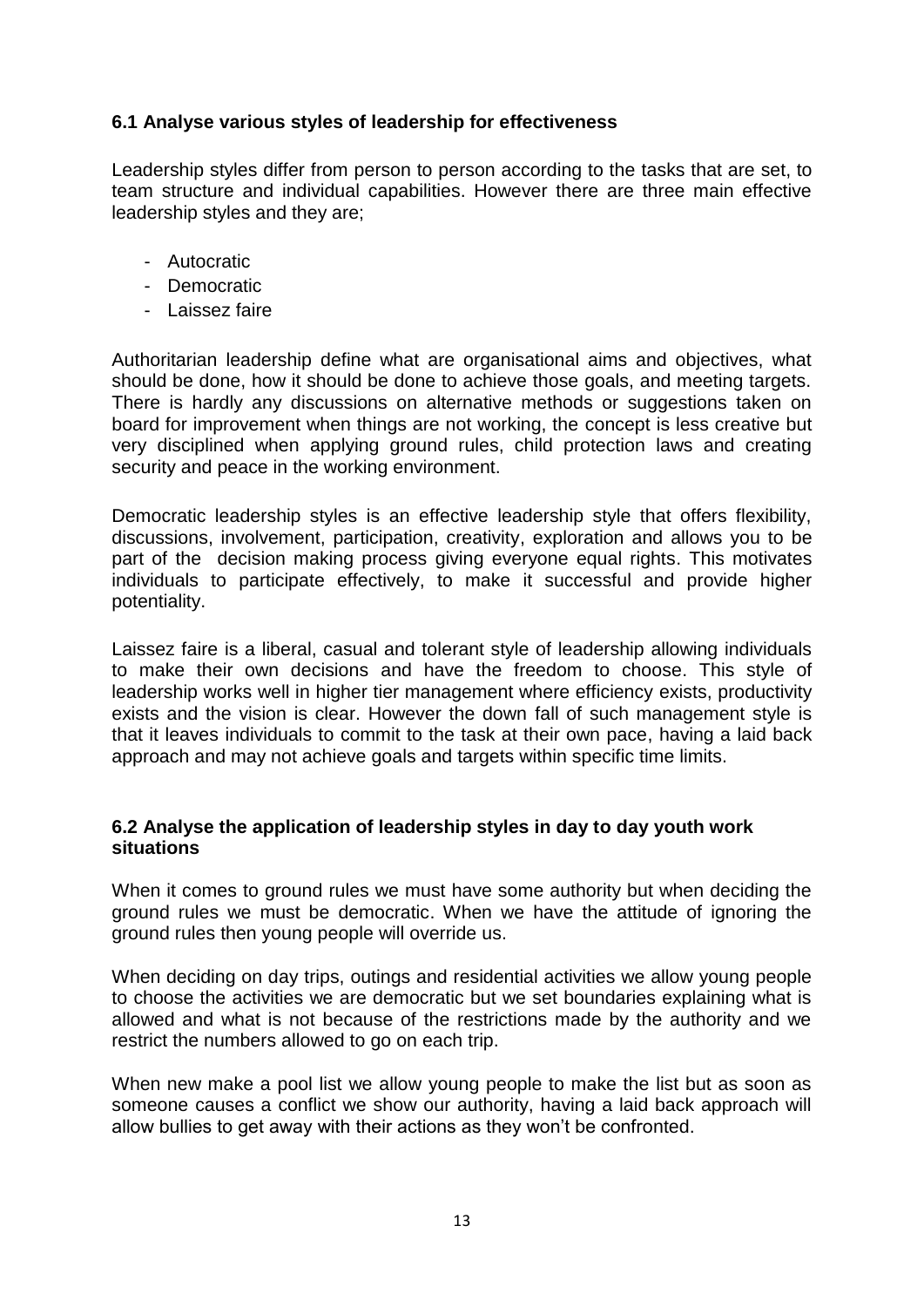**6.1 Analyse various styles of leadership for effectiveness**

Leadership styles differ from person to person according to the tasks that are set, to team structure and individual capabilities. However there are three main effective leadership styles and they are;

- Autocratic
- Democratic
- Laissez faire

Authoritarian leadership define what are organisational aims and objectives, what should be done, how it should be done to achieve those goals, and meeting targets. There is hardly any discussions on alternative methods or suggestions taken on board for improvement when things are not working, the concept is less creative but very disciplined when applying ground rules, child protection laws and creating security and peace in the working environment.

Democratic leadership styles is an effective leadership style that offers flexibility, discussions, involvement, participation, creativity, exploration and allows you to be part of the decision making process giving everyone equal rights. This motivates individuals to participate effectively, to make it successful and provide higher potentiality.

Laissez faire is a liberal, casual and tolerant style of leadership allowing individuals to make their own decisions and have the freedom to choose. This style of leadership works well in higher tier management where efficiency exists, productivity exists and the vision is clear. However the down fall of such management style is that it leaves individuals to commit to the task at their own pace, having a laid back approach and may not achieve goals and targets within specific time limits.

**6.2 Analyse the application of leadership styles in day to day youth work situations**

When it comes to ground rules we must have some authority but when deciding the ground rules we must be democratic. When we have the attitude of ignoring the ground rules then young people will override us.

When deciding on day trips, outings and residential activities we allow young people to choose the activities we are democratic but we set boundaries explaining what is allowed and what is not because of the restrictions made by the authority and we restrict the numbers allowed to go on each trip.

When new make a pool list we allow young people to make the list but as soon as someone causes a conflict we show our authority, having a laid back approach will allow bullies to get away with their actions as they won't be confronted.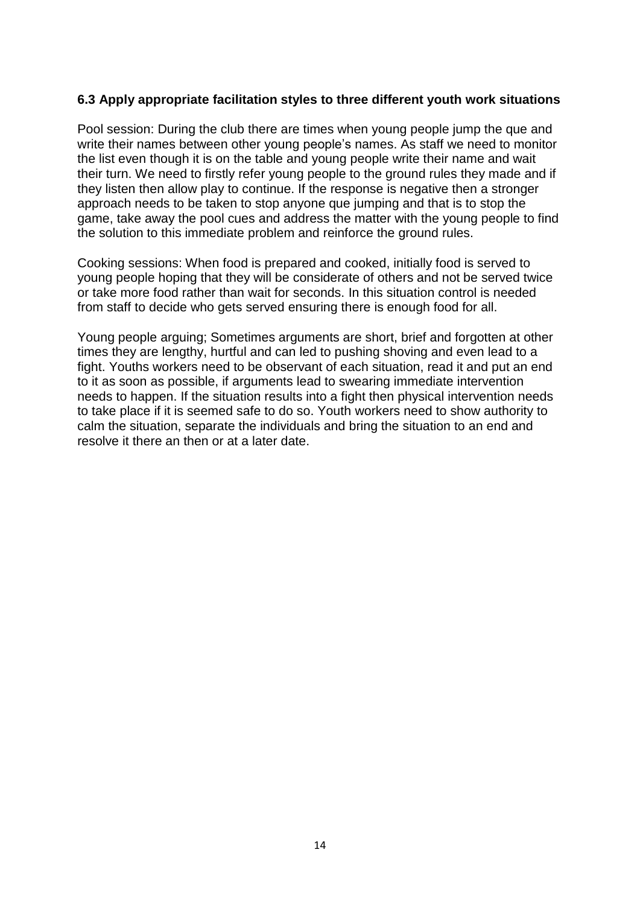**6.3 Apply appropriate facilitation styles to three different youth work situations**

Pool session: During the club there are times when young people jump the que and write their names between other young people's names. As staff we need to monitor the list even though it is on the table and young people write their name and wait their turn. We need to firstly refer young people to the ground rules they made and if they listen then allow play to continue. If the response is negative then a stronger approach needs to be taken to stop anyone que jumping and that is to stop the game, take away the pool cues and address the matter with the young people to find the solution to this immediate problem and reinforce the ground rules.

Cooking sessions: When food is prepared and cooked, initially food is served to young people hoping that they will be considerate of others and not be served twice or take more food rather than wait for seconds. In this situation control is needed from staff to decide who gets served ensuring there is enough food for all.

Young people arguing; Sometimes arguments are short, brief and forgotten at other times they are lengthy, hurtful and can led to pushing shoving and even lead to a fight. Youths workers need to be observant of each situation, read it and put an end to it as soon as possible, if arguments lead to swearing immediate intervention needs to happen. If the situation results into a fight then physical intervention needs to take place if it is seemed safe to do so. Youth workers need to show authority to calm the situation, separate the individuals and bring the situation to an end and resolve it there an then or at a later date.